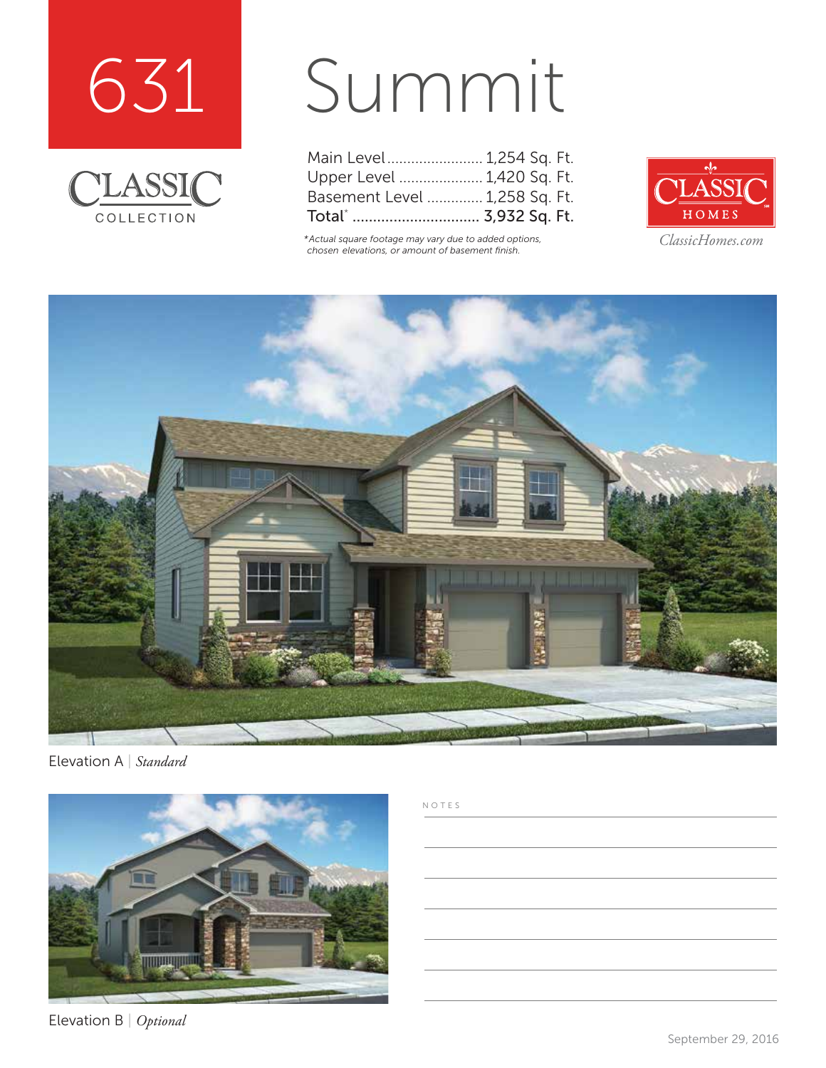# 631 Summit

CLASSIC COLLECTION

| | |
|---|---|
| Main Level | 1,254 Sq. Ft. |
| Upper Level | 1,420 Sq. Ft. |
| Basement Level | 1,258 Sq. Ft. |
| Total* | 3,932 Sq. Ft. |

*Actual square footage may vary due to added options, chosen elevations, or amount of basement finish.

CLASSIC HOMES

ClassicHomes.com

Elevation A | *Standard*

Elevation B | *Optional*

NOTES

September 29, 2016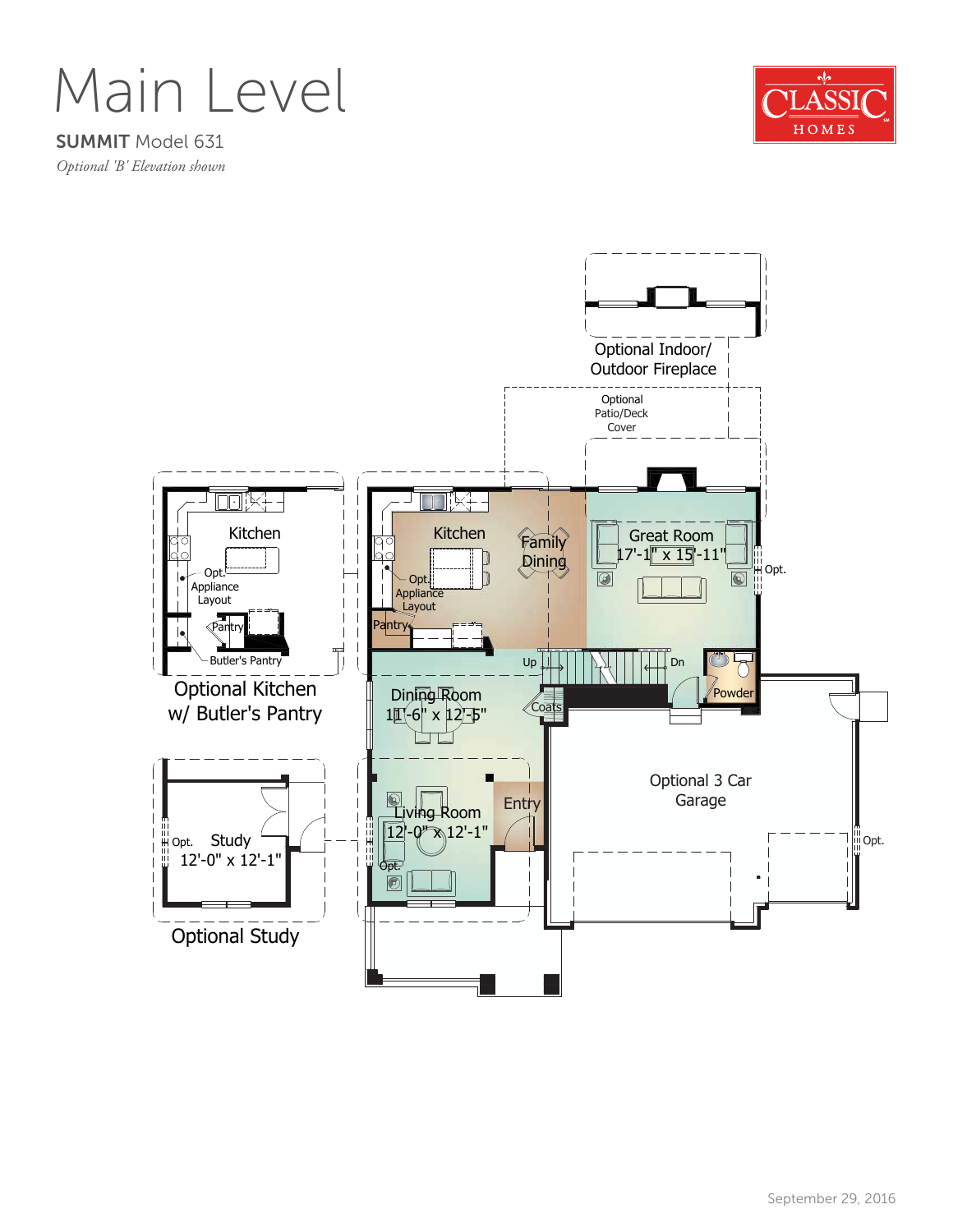# Main Level

**SUMMIT** Model 631

*Optional 'B' Elevation shown*

CLASSIC HOMES

Optional Indoor/ Outdoor Fireplace

Optional Patio/Deck Cover

Kitchen

Family Dining

Great Room
17'-1" x 15'-11"

Opt.

Opt. Appliance Layout

Pantry

Up

Dn

Powder

Dining Room
11'-6" x 12'-5"

Coats

Optional 3 Car Garage

Living Room
12'-0" x 12'-1"

Opt.

Entry

Opt.

Kitchen

Opt. Appliance Layout

Pantry

Butler's Pantry

Optional Kitchen w/ Butler's Pantry

Opt.

Study
12'-0" x 12'-1"

Optional Study

September 29, 2016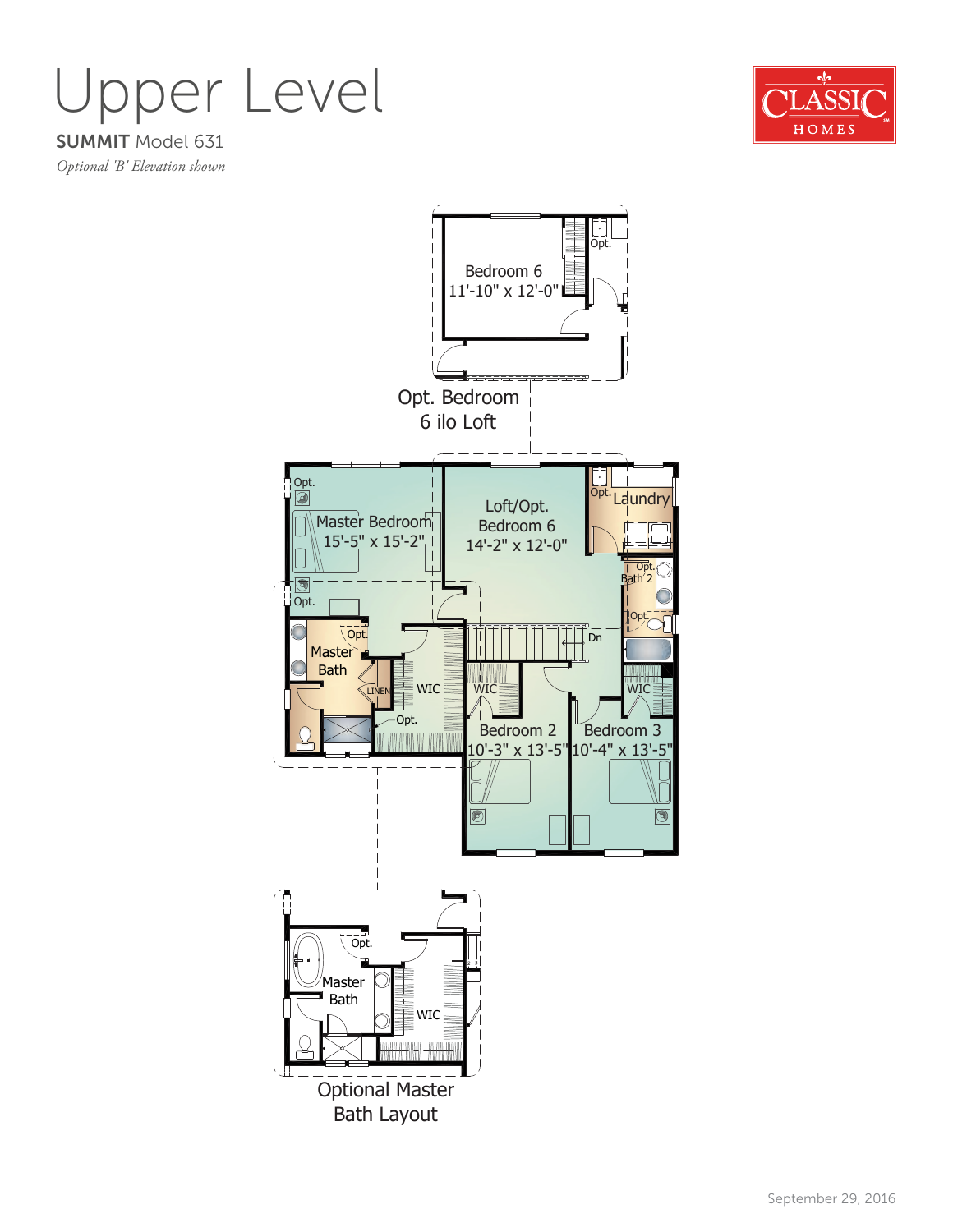# Upper Level

**SUMMIT** Model 631

*Optional 'B' Elevation shown*

CLASSIC HOMES

Bedroom 6
11'-10" x 12'-0"

Opt.

Opt. Bedroom 6 ilo Loft

Opt.

Master Bedroom
15'-5" x 15'-2"

Opt.

Loft/Opt. Bedroom 6
14'-2" x 12'-0"

Opt. Laundry

Opt. Bath 2

Opt.

Opt.

Master Bath

LINEN

WIC

Opt.

Dn

WIC

WIC

Bedroom 2
10'-3" x 13'-5"

Bedroom 3
10'-4" x 13'-5"

Opt.

Master Bath

WIC

Optional Master Bath Layout

September 29, 2016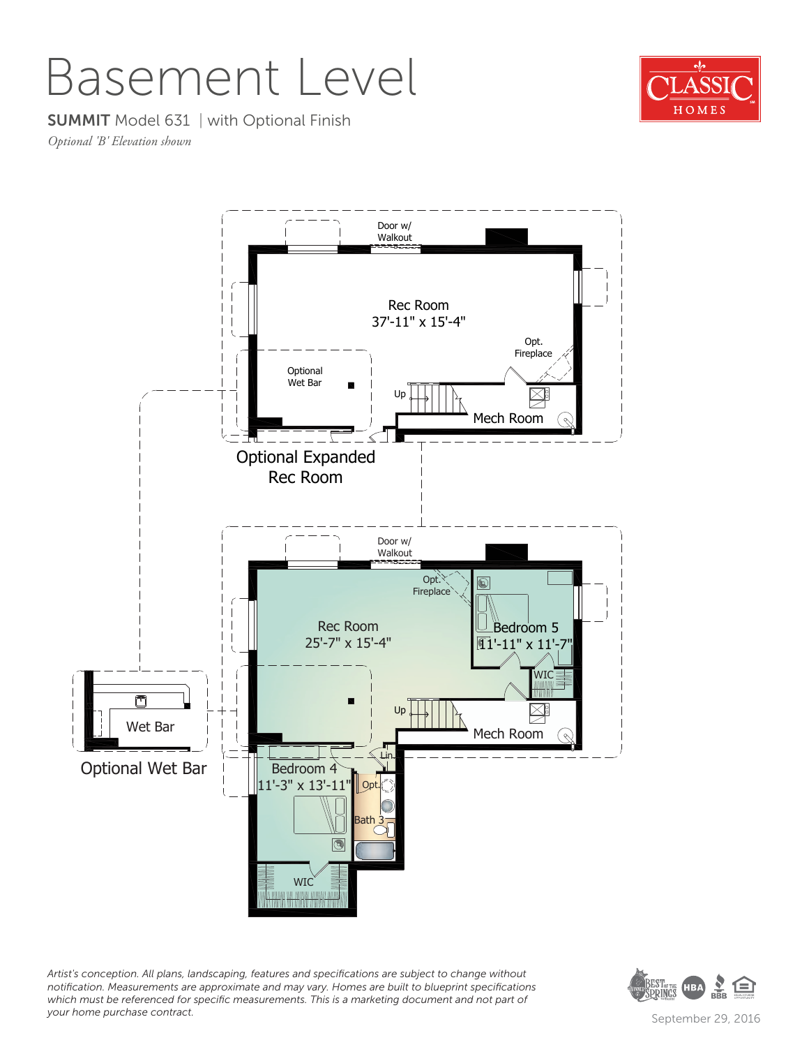# Basement Level

**SUMMIT** Model 631 | with Optional Finish

*Optional 'B' Elevation shown*

CLASSIC HOMES

Door w/ Walkout

Rec Room
37'-11" x 15'-4"

Opt. Fireplace

Optional Wet Bar

Up

Mech Room

Optional Expanded Rec Room

Door w/ Walkout

Opt. Fireplace

Rec Room
25'-7" x 15'-4"

Bedroom 5
11'-11" x 11'-7"

WIC

Up

Mech Room

Wet Bar

Optional Wet Bar

Lin.

Bedroom 4
11'-3" x 13'-11"

Opt.

Bath 3

WIC

*Artist's conception. All plans, landscaping, features and specifications are subject to change without notification. Measurements are approximate and may vary. Homes are built to blueprint specifications which must be referenced for specific measurements. This is a marketing document and not part of your home purchase contract.*

September 29, 2016